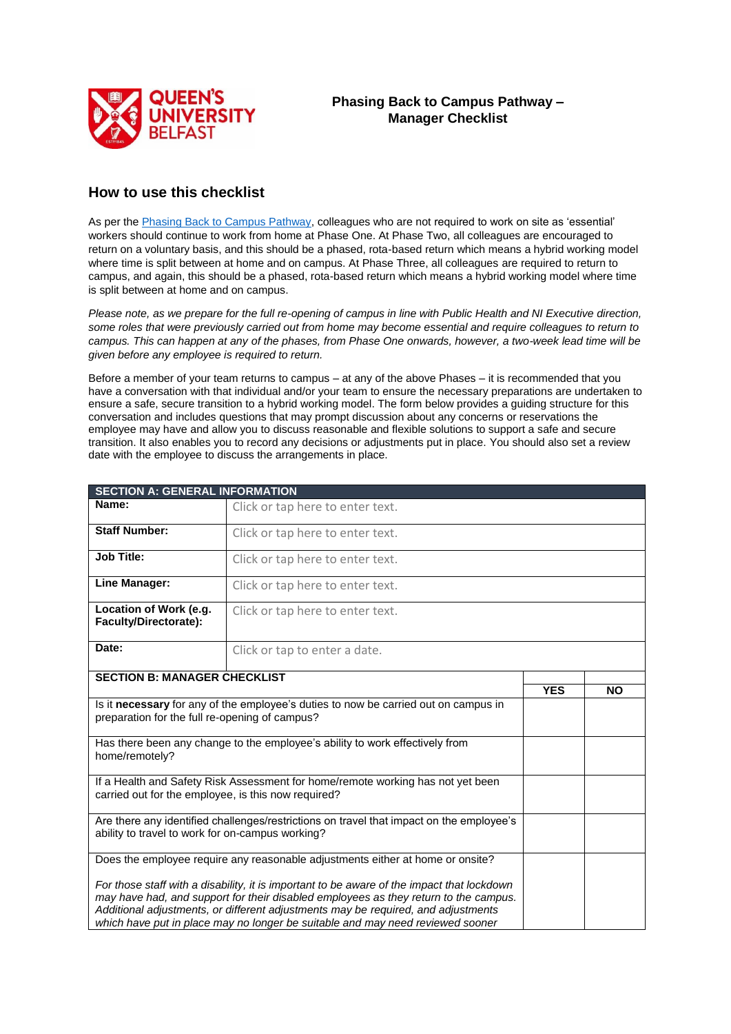# Phasing Back to Campus Pathway – Manager Checklist

## How to use this checklist

As per the [Phasing Back to Campus Pathway](), colleagues who are not required to work on site as 'essential' workers should continue to work from home at Phase One. At Phase Two, all colleagues are encouraged to return on a voluntary basis, and this should be a phased, rota-based return which means a hybrid working model where time is split between at home and on campus. At Phase Three, all colleagues are required to return to campus, and again, this should be a phased, rota-based return which means a hybrid working model where time is split between at home and on campus.

*Please note, as we prepare for the full re-opening of campus in line with Public Health and NI Executive direction, some roles that were previously carried out from home may become essential and require colleagues to return to campus. This can happen at any of the phases, from Phase One onwards, however, a two-week lead time will be given before any employee is required to return.*

Before a member of your team returns to campus – at any of the above Phases – it is recommended that you have a conversation with that individual and/or your team to ensure the necessary preparations are undertaken to ensure a safe, secure transition to a hybrid working model. The form below provides a guiding structure for this conversation and includes questions that may prompt discussion about any concerns or reservations the employee may have and allow you to discuss reasonable and flexible solutions to support a safe and secure transition. It also enables you to record any decisions or adjustments put in place. You should also set a review date with the employee to discuss the arrangements in place.

| SECTION A: GENERAL INFORMATION | |
|---|---|
| **Name:** | Click or tap here to enter text. |
| **Staff Number:** | Click or tap here to enter text. |
| **Job Title:** | Click or tap here to enter text. |
| **Line Manager:** | Click or tap here to enter text. |
| **Location of Work (e.g. Faculty/Directorate):** | Click or tap here to enter text. |
| **Date:** | Click or tap to enter a date. |

| SECTION B: MANAGER CHECKLIST | YES | NO |
|---|---|---|
| Is it **necessary** for any of the employee's duties to now be carried out on campus in preparation for the full re-opening of campus? | | |
| Has there been any change to the employee's ability to work effectively from home/remotely? | | |
| If a Health and Safety Risk Assessment for home/remote working has not yet been carried out for the employee, is this now required? | | |
| Are there any identified challenges/restrictions on travel that impact on the employee's ability to travel to work for on-campus working? | | |
| Does the employee require any reasonable adjustments either at home or onsite? *For those staff with a disability, it is important to be aware of the impact that lockdown may have had, and support for their disabled employees as they return to the campus. Additional adjustments, or different adjustments may be required, and adjustments which have put in place may no longer be suitable and may need reviewed sooner* | | |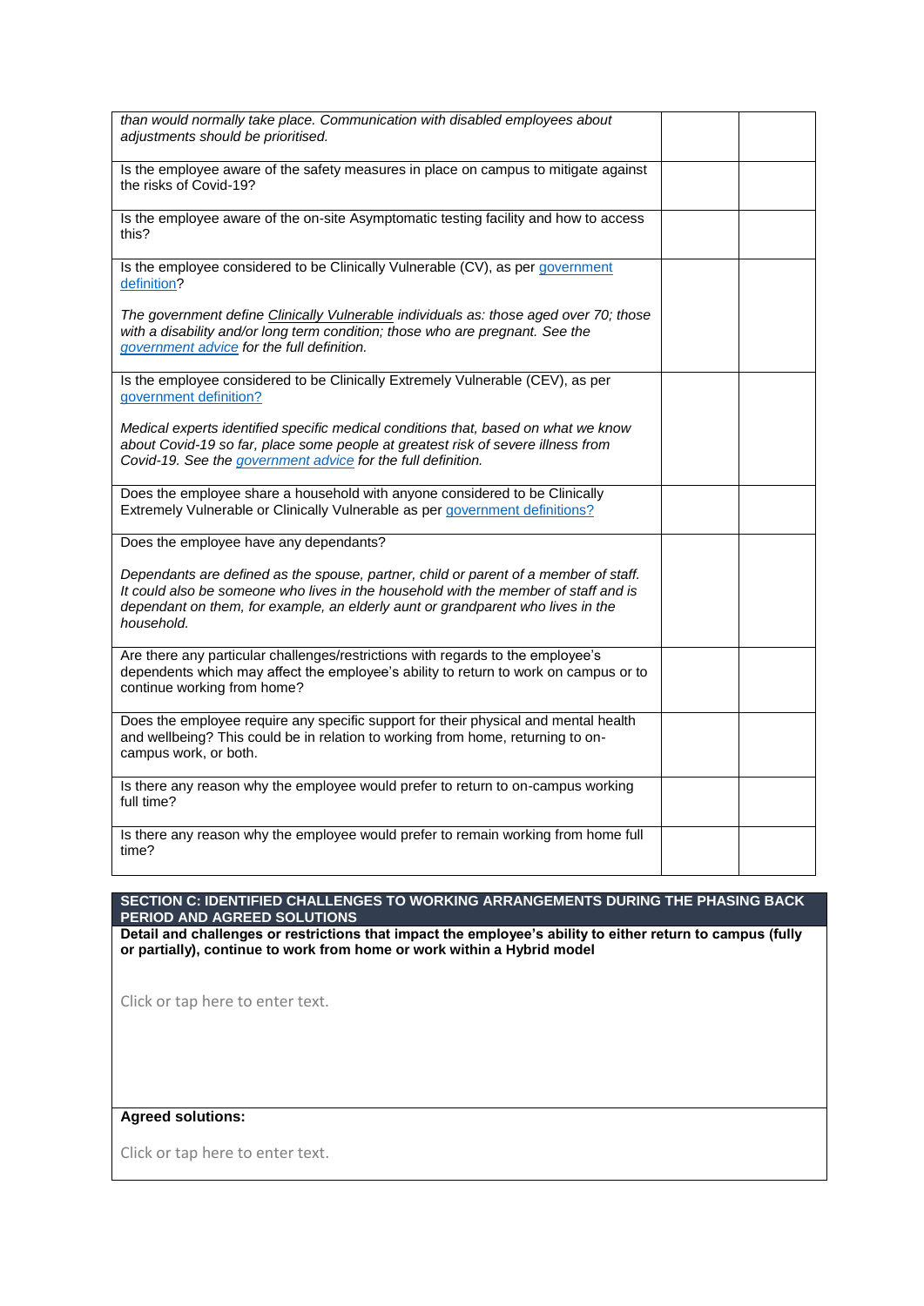| | | |
|---|---|---|
| *than would normally take place. Communication with disabled employees about adjustments should be prioritised.* | | |
| Is the employee aware of the safety measures in place on campus to mitigate against the risks of Covid-19? | | |
| Is the employee aware of the on-site Asymptomatic testing facility and how to access this? | | |
| Is the employee considered to be Clinically Vulnerable (CV), as per government definition?<br><br>*The government define Clinically Vulnerable individuals as: those aged over 70; those with a disability and/or long term condition; those who are pregnant. See the government advice for the full definition.* | | |
| Is the employee considered to be Clinically Extremely Vulnerable (CEV), as per government definition?<br><br>*Medical experts identified specific medical conditions that, based on what we know about Covid-19 so far, place some people at greatest risk of severe illness from Covid-19. See the government advice for the full definition.* | | |
| Does the employee share a household with anyone considered to be Clinically Extremely Vulnerable or Clinically Vulnerable as per government definitions? | | |
| Does the employee have any dependants?<br><br>*Dependants are defined as the spouse, partner, child or parent of a member of staff. It could also be someone who lives in the household with the member of staff and is dependant on them, for example, an elderly aunt or grandparent who lives in the household.* | | |
| Are there any particular challenges/restrictions with regards to the employee's dependents which may affect the employee's ability to return to work on campus or to continue working from home? | | |
| Does the employee require any specific support for their physical and mental health and wellbeing? This could be in relation to working from home, returning to on-campus work, or both. | | |
| Is there any reason why the employee would prefer to return to on-campus working full time? | | |
| Is there any reason why the employee would prefer to remain working from home full time? | | |

| SECTION C: IDENTIFIED CHALLENGES TO WORKING ARRANGEMENTS DURING THE PHASING BACK PERIOD AND AGREED SOLUTIONS |
|---|
| **Detail and challenges or restrictions that impact the employee's ability to either return to campus (fully or partially), continue to work from home or work within a Hybrid model**<br><br>Click or tap here to enter text. |
| **Agreed solutions:**<br><br>Click or tap here to enter text. |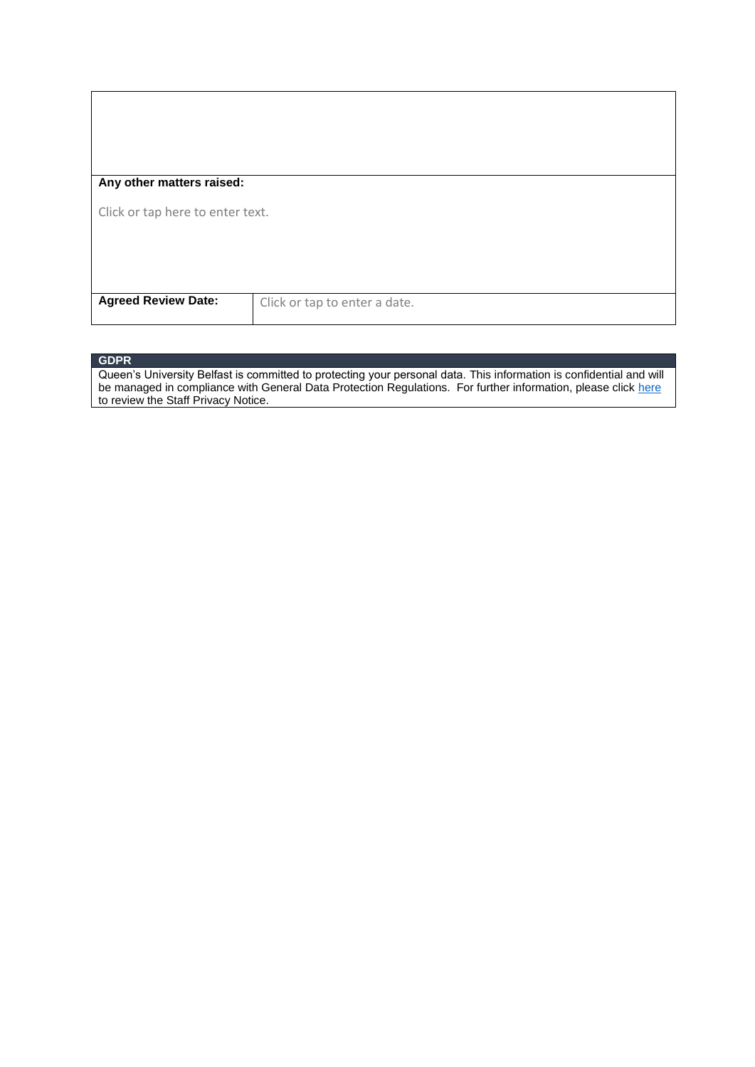| | |
|---|---|
| | |
| **Any other matters raised:**<br><br>Click or tap here to enter text. | |
| **Agreed Review Date:** | Click or tap to enter a date. |

| **GDPR** |
|---|
| Queen's University Belfast is committed to protecting your personal data. This information is confidential and will be managed in compliance with General Data Protection Regulations. For further information, please click here to review the Staff Privacy Notice. |